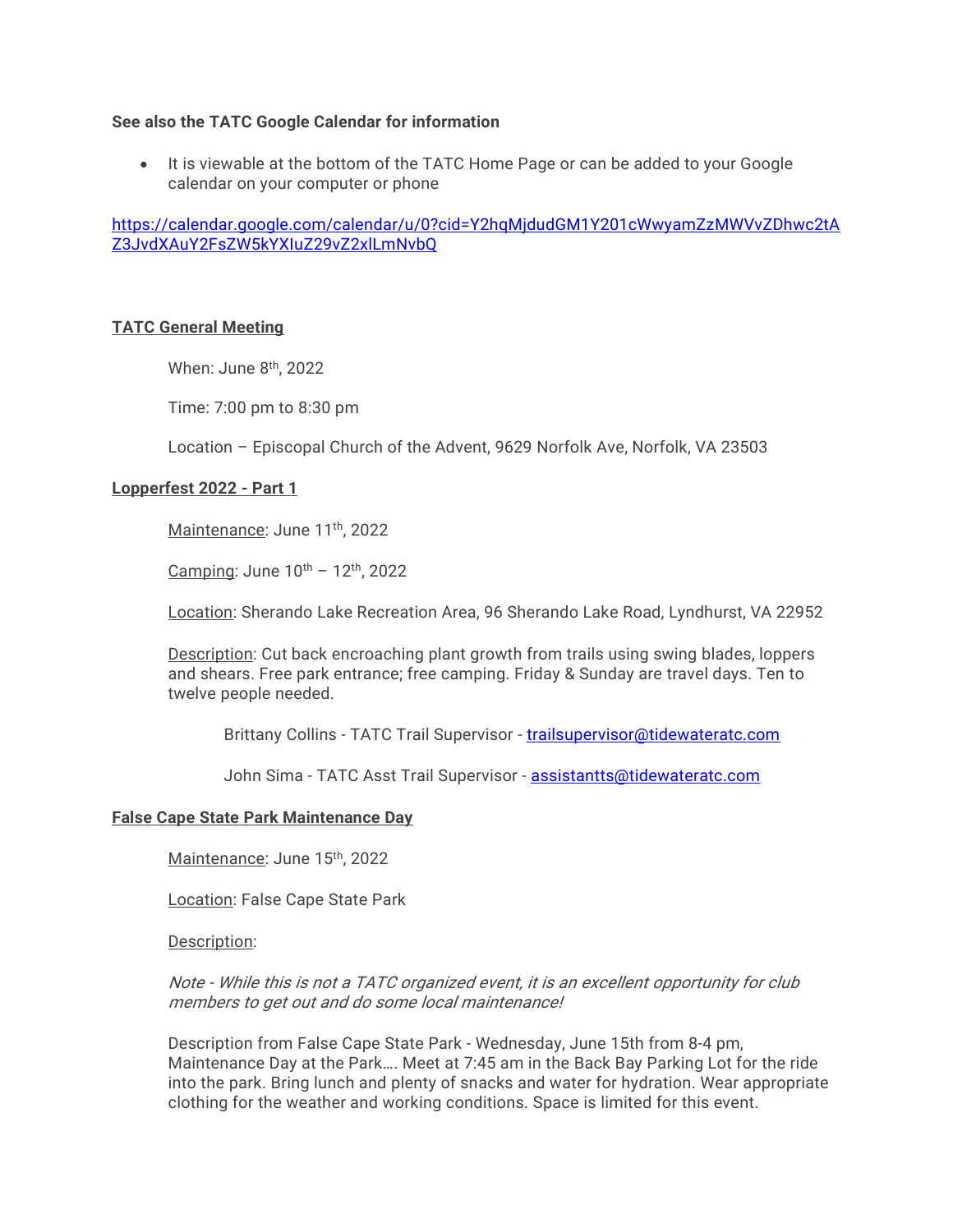**See also the TATC Google Calendar for information**

- It is viewable at the bottom of the TATC Home Page or can be added to your Google calendar on your computer or phone

https://calendar.google.com/calendar/u/0?cid=Y2hqMjdudGM1Y201cWwyamZzMWVvZDhwc2tAZ3JvdXAuY2FsZW5kYXIuZ29vZ2xlLmNvbQ

## TATC General Meeting

When: June 8th, 2022

Time: 7:00 pm to 8:30 pm

Location – Episcopal Church of the Advent, 9629 Norfolk Ave, Norfolk, VA 23503

## Lopperfest 2022 - Part 1

Maintenance: June 11th, 2022

Camping: June 10th – 12th, 2022

Location: Sherando Lake Recreation Area, 96 Sherando Lake Road, Lyndhurst, VA 22952

Description: Cut back encroaching plant growth from trails using swing blades, loppers and shears. Free park entrance; free camping. Friday & Sunday are travel days. Ten to twelve people needed.

Brittany Collins - TATC Trail Supervisor - trailsupervisor@tidewateratc.com

John Sima - TATC Asst Trail Supervisor - assistantts@tidewateratc.com

## False Cape State Park Maintenance Day

Maintenance: June 15th, 2022

Location: False Cape State Park

Description:

*Note - While this is not a TATC organized event, it is an excellent opportunity for club members to get out and do some local maintenance!*

Description from False Cape State Park - Wednesday, June 15th from 8-4 pm, Maintenance Day at the Park…. Meet at 7:45 am in the Back Bay Parking Lot for the ride into the park. Bring lunch and plenty of snacks and water for hydration. Wear appropriate clothing for the weather and working conditions. Space is limited for this event.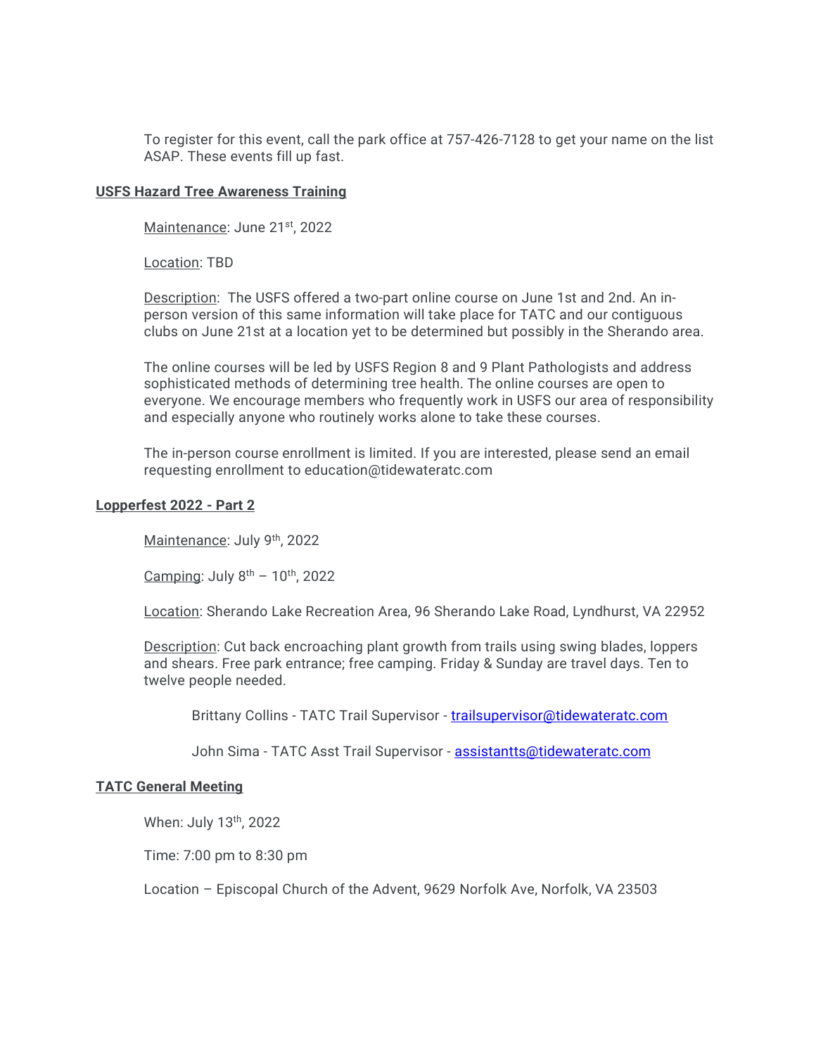To register for this event, call the park office at 757-426-7128 to get your name on the list ASAP. These events fill up fast.

**USFS Hazard Tree Awareness Training**

Maintenance: June 21st, 2022

Location: TBD

Description: The USFS offered a two-part online course on June 1st and 2nd. An in-person version of this same information will take place for TATC and our contiguous clubs on June 21st at a location yet to be determined but possibly in the Sherando area.

The online courses will be led by USFS Region 8 and 9 Plant Pathologists and address sophisticated methods of determining tree health. The online courses are open to everyone. We encourage members who frequently work in USFS our area of responsibility and especially anyone who routinely works alone to take these courses.

The in-person course enrollment is limited. If you are interested, please send an email requesting enrollment to education@tidewateratc.com

**Lopperfest 2022 - Part 2**

Maintenance: July 9th, 2022

Camping: July 8th – 10th, 2022

Location: Sherando Lake Recreation Area, 96 Sherando Lake Road, Lyndhurst, VA 22952

Description: Cut back encroaching plant growth from trails using swing blades, loppers and shears. Free park entrance; free camping. Friday & Sunday are travel days. Ten to twelve people needed.

Brittany Collins - TATC Trail Supervisor - trailsupervisor@tidewateratc.com

John Sima - TATC Asst Trail Supervisor - assistantts@tidewateratc.com

**TATC General Meeting**

When: July 13th, 2022

Time: 7:00 pm to 8:30 pm

Location – Episcopal Church of the Advent, 9629 Norfolk Ave, Norfolk, VA 23503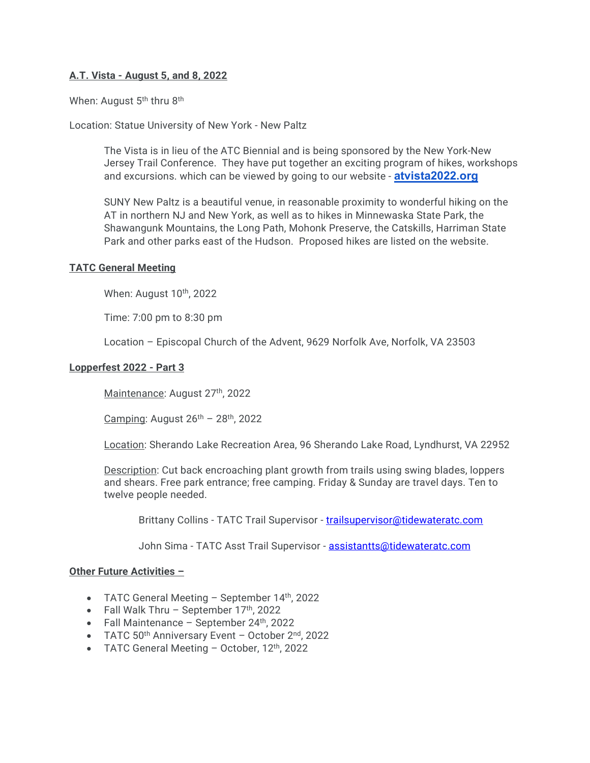**A.T. Vista - August 5, and 8, 2022**

When: August 5th thru 8th

Location: Statue University of New York - New Paltz

> The Vista is in lieu of the ATC Biennial and is being sponsored by the New York-New Jersey Trail Conference. They have put together an exciting program of hikes, workshops and excursions. which can be viewed by going to our website - **atvista2022.org**
>
> SUNY New Paltz is a beautiful venue, in reasonable proximity to wonderful hiking on the AT in northern NJ and New York, as well as to hikes in Minnewaska State Park, the Shawangunk Mountains, the Long Path, Mohonk Preserve, the Catskills, Harriman State Park and other parks east of the Hudson. Proposed hikes are listed on the website.

**TATC General Meeting**

> When: August 10th, 2022
>
> Time: 7:00 pm to 8:30 pm
>
> Location – Episcopal Church of the Advent, 9629 Norfolk Ave, Norfolk, VA 23503

**Lopperfest 2022 - Part 3**

> Maintenance: August 27th, 2022
>
> Camping: August 26th – 28th, 2022
>
> Location: Sherando Lake Recreation Area, 96 Sherando Lake Road, Lyndhurst, VA 22952
>
> Description: Cut back encroaching plant growth from trails using swing blades, loppers and shears. Free park entrance; free camping. Friday & Sunday are travel days. Ten to twelve people needed.
>
> > Brittany Collins - TATC Trail Supervisor - trailsupervisor@tidewateratc.com
> >
> > John Sima - TATC Asst Trail Supervisor - assistantts@tidewateratc.com

**Other Future Activities –**

- TATC General Meeting – September 14th, 2022
- Fall Walk Thru – September 17th, 2022
- Fall Maintenance – September 24th, 2022
- TATC 50th Anniversary Event – October 2nd, 2022
- TATC General Meeting – October, 12th, 2022